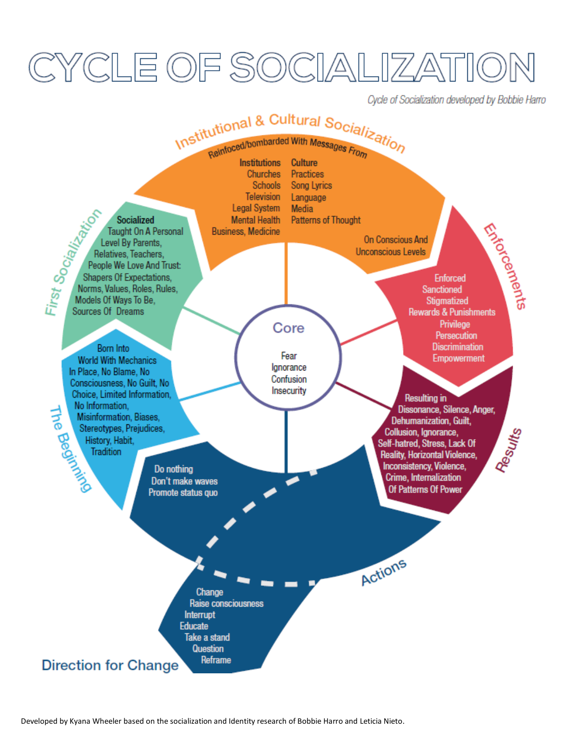# CYCLE OF SOCIALIZATION

*Cycle of Socialization developed by Bobbie Harro*

## The Beginning

Born Into World With Mechanics In Place, No Blame, No Consciousness, No Guilt, No Choice, Limited Information, No Information, Misinformation, Biases, Stereotypes, Prejudices, History, Habit, Tradition

## First Socialization

**Socialized**

Taught On A Personal Level By Parents, Relatives, Teachers, People We Love And Trust: Shapers Of Expectations, Norms, Values, Roles, Rules, Models Of Ways To Be, Sources Of Dreams

## Institutional & Cultural Socialization

Reinforced/bombarded With Messages From

| Institutions | Culture |
| --- | --- |
| Churches | Practices |
| Schools | Song Lyrics |
| Television | Language |
| Legal System | Media |
| Mental Health | Patterns of Thought |
| Business, Medicine | |

On Conscious And Unconscious Levels

## Enforcements

Enforced
Sanctioned
Stigmatized
Rewards & Punishments
Privilege
Persecution
Discrimination
Empowerment

## Results

Resulting in Dissonance, Silence, Anger, Dehumanization, Guilt, Collusion, Ignorance, Self-hatred, Stress, Lack Of Reality, Horizontal Violence, Inconsistency, Violence, Crime, Internalization Of Patterns Of Power

## Actions

Do nothing
Don't make waves
Promote status quo

## Core

Fear
Ignorance
Confusion
Insecurity

## Direction for Change

Change
Raise consciousness
Interrupt
Educate
Take a stand
Question
Reframe

Developed by Kyana Wheeler based on the socialization and Identity research of Bobbie Harro and Leticia Nieto.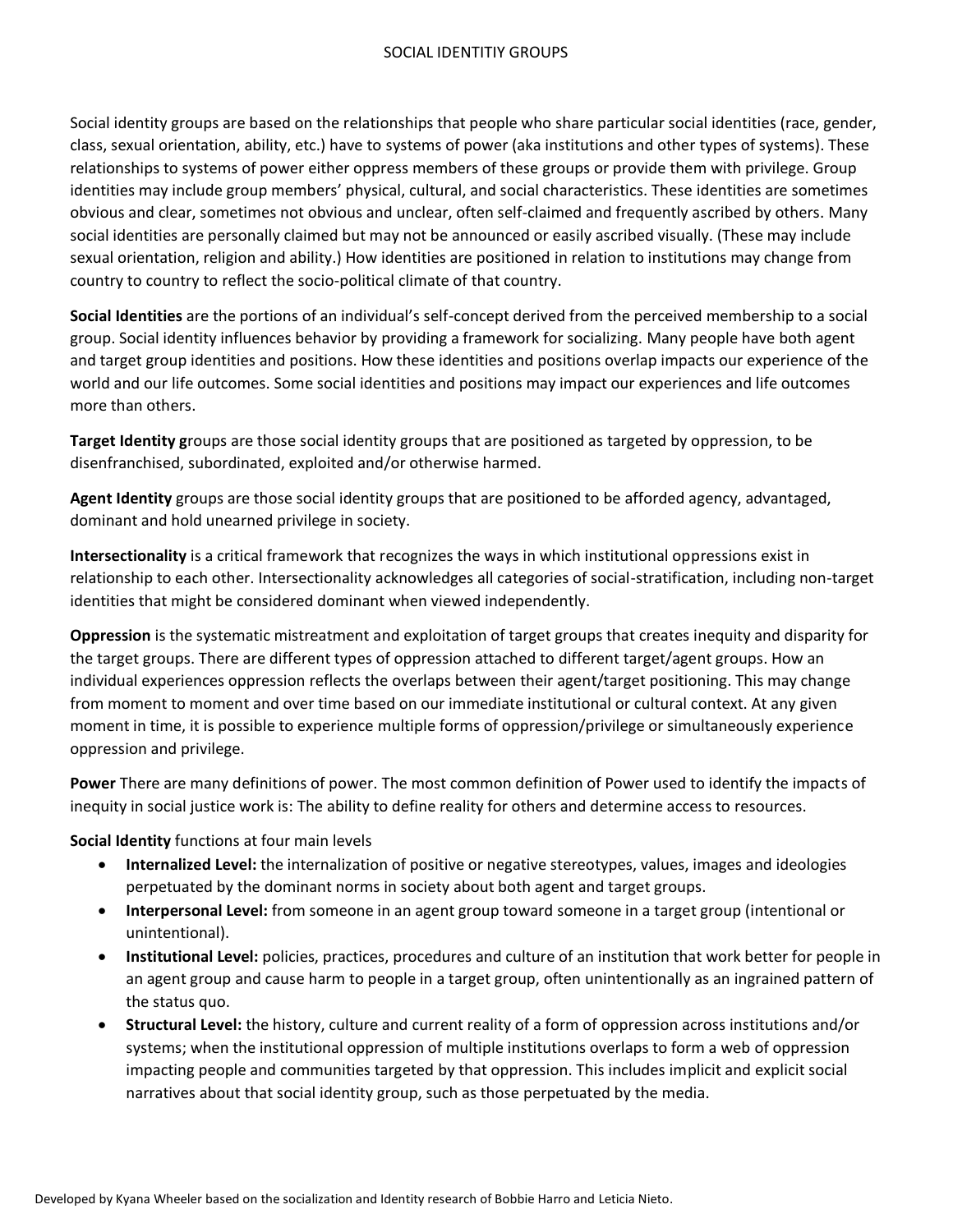# SOCIAL IDENTITIY GROUPS

Social identity groups are based on the relationships that people who share particular social identities (race, gender, class, sexual orientation, ability, etc.) have to systems of power (aka institutions and other types of systems). These relationships to systems of power either oppress members of these groups or provide them with privilege. Group identities may include group members' physical, cultural, and social characteristics. These identities are sometimes obvious and clear, sometimes not obvious and unclear, often self-claimed and frequently ascribed by others. Many social identities are personally claimed but may not be announced or easily ascribed visually. (These may include sexual orientation, religion and ability.) How identities are positioned in relation to institutions may change from country to country to reflect the socio-political climate of that country.

**Social Identities** are the portions of an individual's self-concept derived from the perceived membership to a social group. Social identity influences behavior by providing a framework for socializing. Many people have both agent and target group identities and positions. How these identities and positions overlap impacts our experience of the world and our life outcomes. Some social identities and positions may impact our experiences and life outcomes more than others.

**Target Identity g**roups are those social identity groups that are positioned as targeted by oppression, to be disenfranchised, subordinated, exploited and/or otherwise harmed.

**Agent Identity** groups are those social identity groups that are positioned to be afforded agency, advantaged, dominant and hold unearned privilege in society.

**Intersectionality** is a critical framework that recognizes the ways in which institutional oppressions exist in relationship to each other. Intersectionality acknowledges all categories of social-stratification, including non-target identities that might be considered dominant when viewed independently.

**Oppression** is the systematic mistreatment and exploitation of target groups that creates inequity and disparity for the target groups. There are different types of oppression attached to different target/agent groups. How an individual experiences oppression reflects the overlaps between their agent/target positioning. This may change from moment to moment and over time based on our immediate institutional or cultural context. At any given moment in time, it is possible to experience multiple forms of oppression/privilege or simultaneously experience oppression and privilege.

**Power** There are many definitions of power. The most common definition of Power used to identify the impacts of inequity in social justice work is: The ability to define reality for others and determine access to resources.

**Social Identity** functions at four main levels

- **Internalized Level:** the internalization of positive or negative stereotypes, values, images and ideologies perpetuated by the dominant norms in society about both agent and target groups.
- **Interpersonal Level:** from someone in an agent group toward someone in a target group (intentional or unintentional).
- **Institutional Level:** policies, practices, procedures and culture of an institution that work better for people in an agent group and cause harm to people in a target group, often unintentionally as an ingrained pattern of the status quo.
- **Structural Level:** the history, culture and current reality of a form of oppression across institutions and/or systems; when the institutional oppression of multiple institutions overlaps to form a web of oppression impacting people and communities targeted by that oppression. This includes implicit and explicit social narratives about that social identity group, such as those perpetuated by the media.

Developed by Kyana Wheeler based on the socialization and Identity research of Bobbie Harro and Leticia Nieto.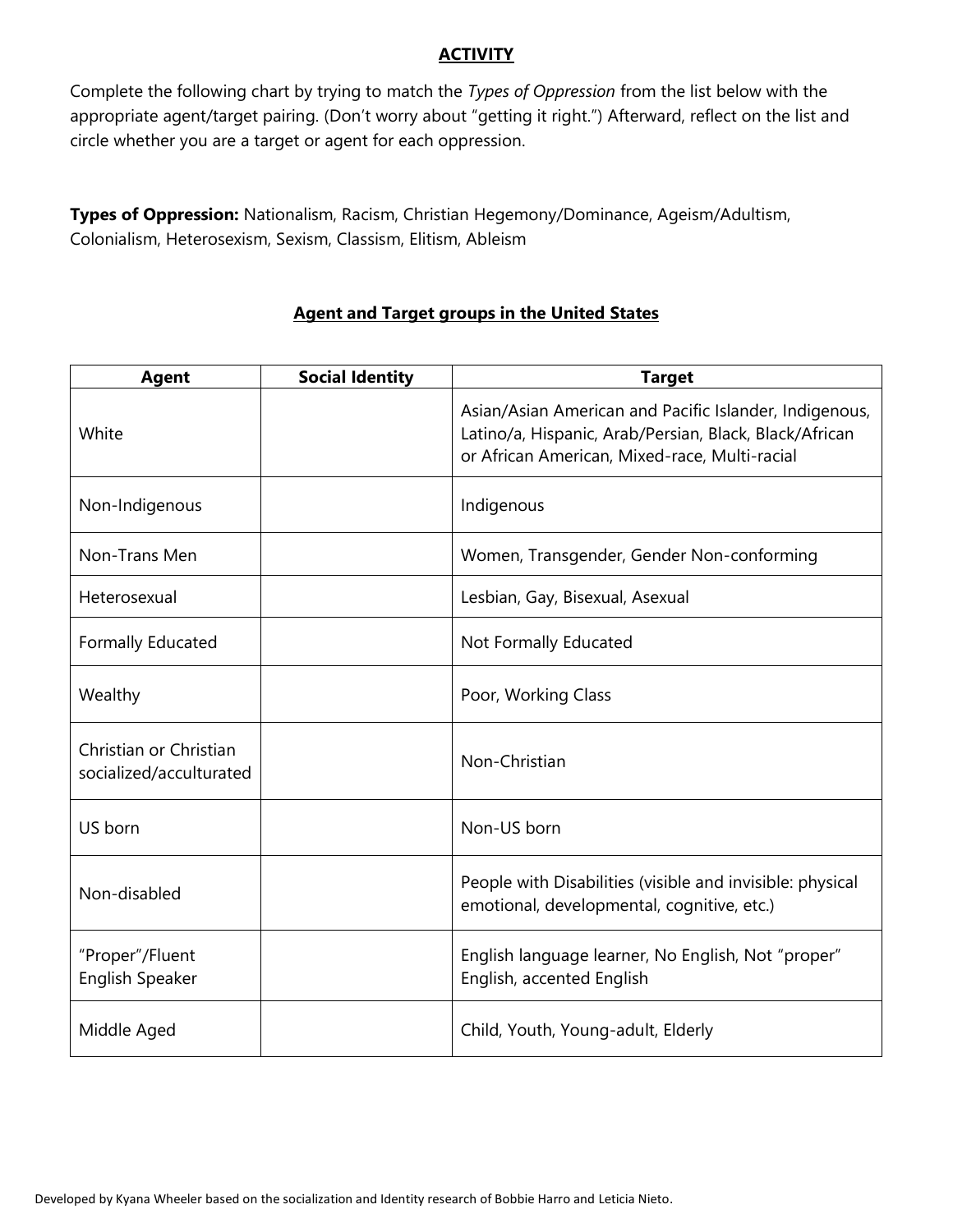## ACTIVITY

Complete the following chart by trying to match the *Types of Oppression* from the list below with the appropriate agent/target pairing. (Don't worry about "getting it right.") Afterward, reflect on the list and circle whether you are a target or agent for each oppression.

**Types of Oppression:** Nationalism, Racism, Christian Hegemony/Dominance, Ageism/Adultism, Colonialism, Heterosexism, Sexism, Classism, Elitism, Ableism

### Agent and Target groups in the United States

| Agent | Social Identity | Target |
|---|---|---|
| White | | Asian/Asian American and Pacific Islander, Indigenous, Latino/a, Hispanic, Arab/Persian, Black, Black/African or African American, Mixed-race, Multi-racial |
| Non-Indigenous | | Indigenous |
| Non-Trans Men | | Women, Transgender, Gender Non-conforming |
| Heterosexual | | Lesbian, Gay, Bisexual, Asexual |
| Formally Educated | | Not Formally Educated |
| Wealthy | | Poor, Working Class |
| Christian or Christian socialized/acculturated | | Non-Christian |
| US born | | Non-US born |
| Non-disabled | | People with Disabilities (visible and invisible: physical emotional, developmental, cognitive, etc.) |
| "Proper"/Fluent English Speaker | | English language learner, No English, Not "proper" English, accented English |
| Middle Aged | | Child, Youth, Young-adult, Elderly |

Developed by Kyana Wheeler based on the socialization and Identity research of Bobbie Harro and Leticia Nieto.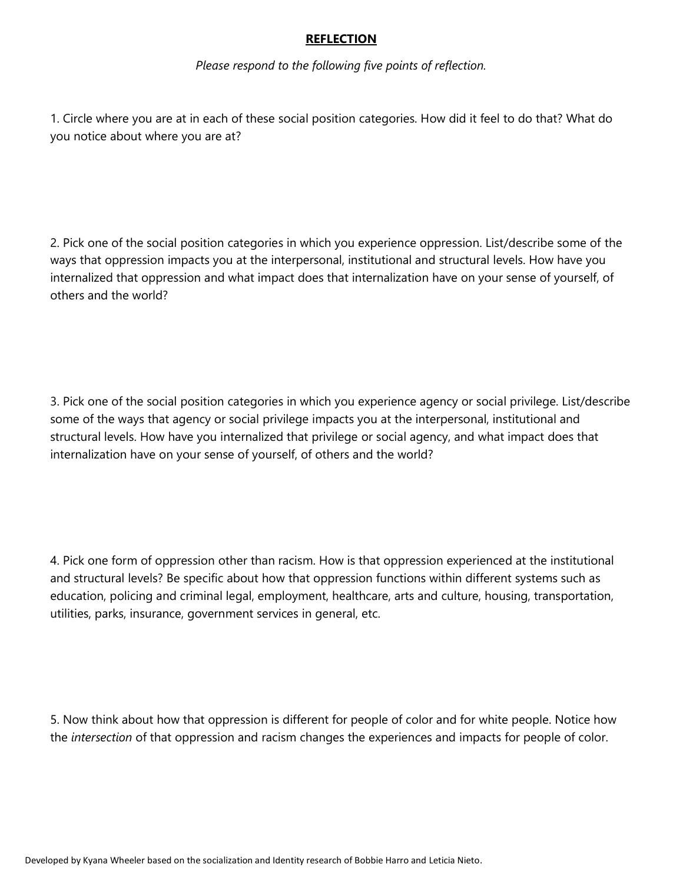## REFLECTION

*Please respond to the following five points of reflection.*

1. Circle where you are at in each of these social position categories. How did it feel to do that? What do you notice about where you are at?

2. Pick one of the social position categories in which you experience oppression. List/describe some of the ways that oppression impacts you at the interpersonal, institutional and structural levels. How have you internalized that oppression and what impact does that internalization have on your sense of yourself, of others and the world?

3. Pick one of the social position categories in which you experience agency or social privilege. List/describe some of the ways that agency or social privilege impacts you at the interpersonal, institutional and structural levels. How have you internalized that privilege or social agency, and what impact does that internalization have on your sense of yourself, of others and the world?

4. Pick one form of oppression other than racism. How is that oppression experienced at the institutional and structural levels? Be specific about how that oppression functions within different systems such as education, policing and criminal legal, employment, healthcare, arts and culture, housing, transportation, utilities, parks, insurance, government services in general, etc.

5. Now think about how that oppression is different for people of color and for white people. Notice how the *intersection* of that oppression and racism changes the experiences and impacts for people of color.

Developed by Kyana Wheeler based on the socialization and Identity research of Bobbie Harro and Leticia Nieto.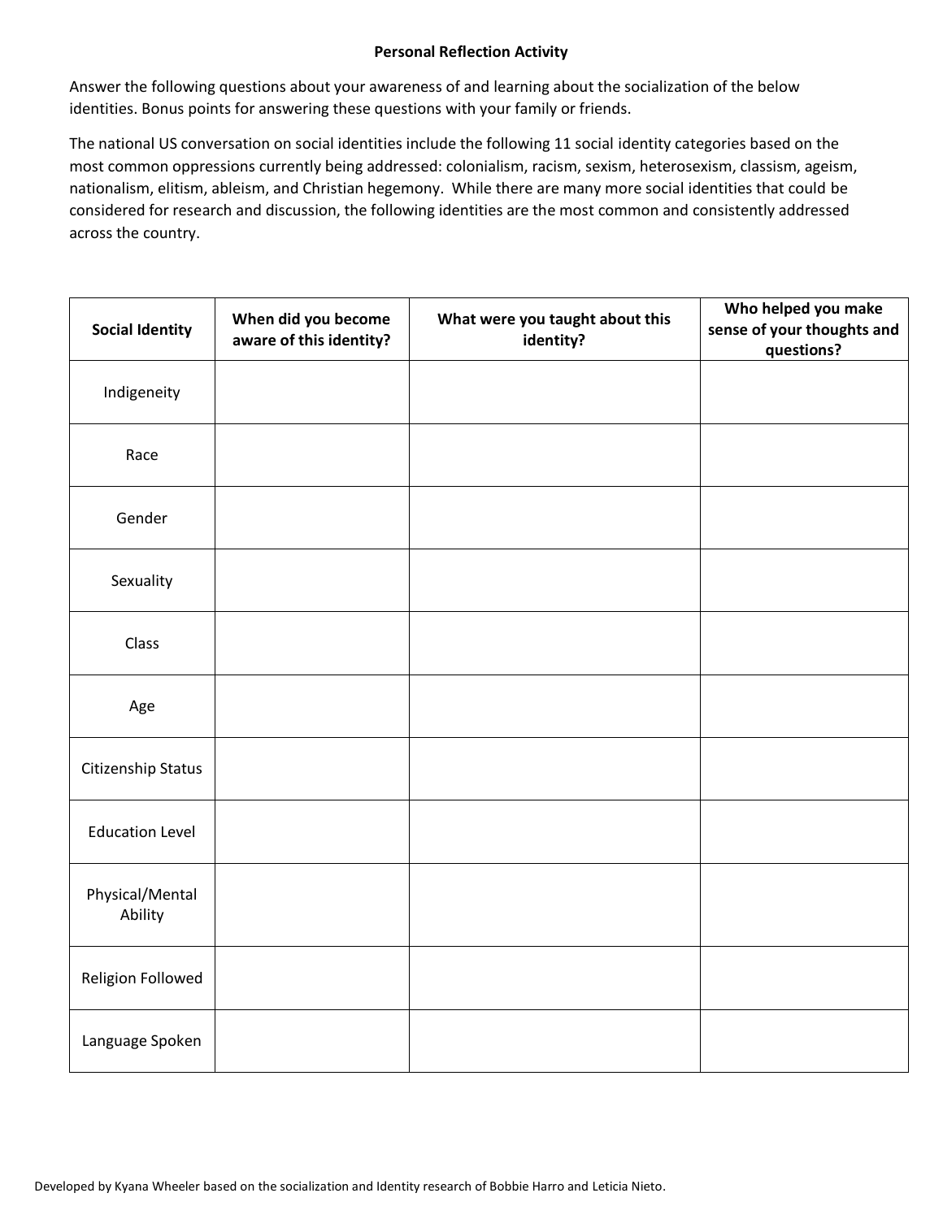**Personal Reflection Activity**

Answer the following questions about your awareness of and learning about the socialization of the below identities. Bonus points for answering these questions with your family or friends.

The national US conversation on social identities include the following 11 social identity categories based on the most common oppressions currently being addressed: colonialism, racism, sexism, heterosexism, classism, ageism, nationalism, elitism, ableism, and Christian hegemony. While there are many more social identities that could be considered for research and discussion, the following identities are the most common and consistently addressed across the country.

| Social Identity | When did you become aware of this identity? | What were you taught about this identity? | Who helped you make sense of your thoughts and questions? |
|---|---|---|---|
| Indigeneity | | | |
| Race | | | |
| Gender | | | |
| Sexuality | | | |
| Class | | | |
| Age | | | |
| Citizenship Status | | | |
| Education Level | | | |
| Physical/Mental Ability | | | |
| Religion Followed | | | |
| Language Spoken | | | |

Developed by Kyana Wheeler based on the socialization and Identity research of Bobbie Harro and Leticia Nieto.